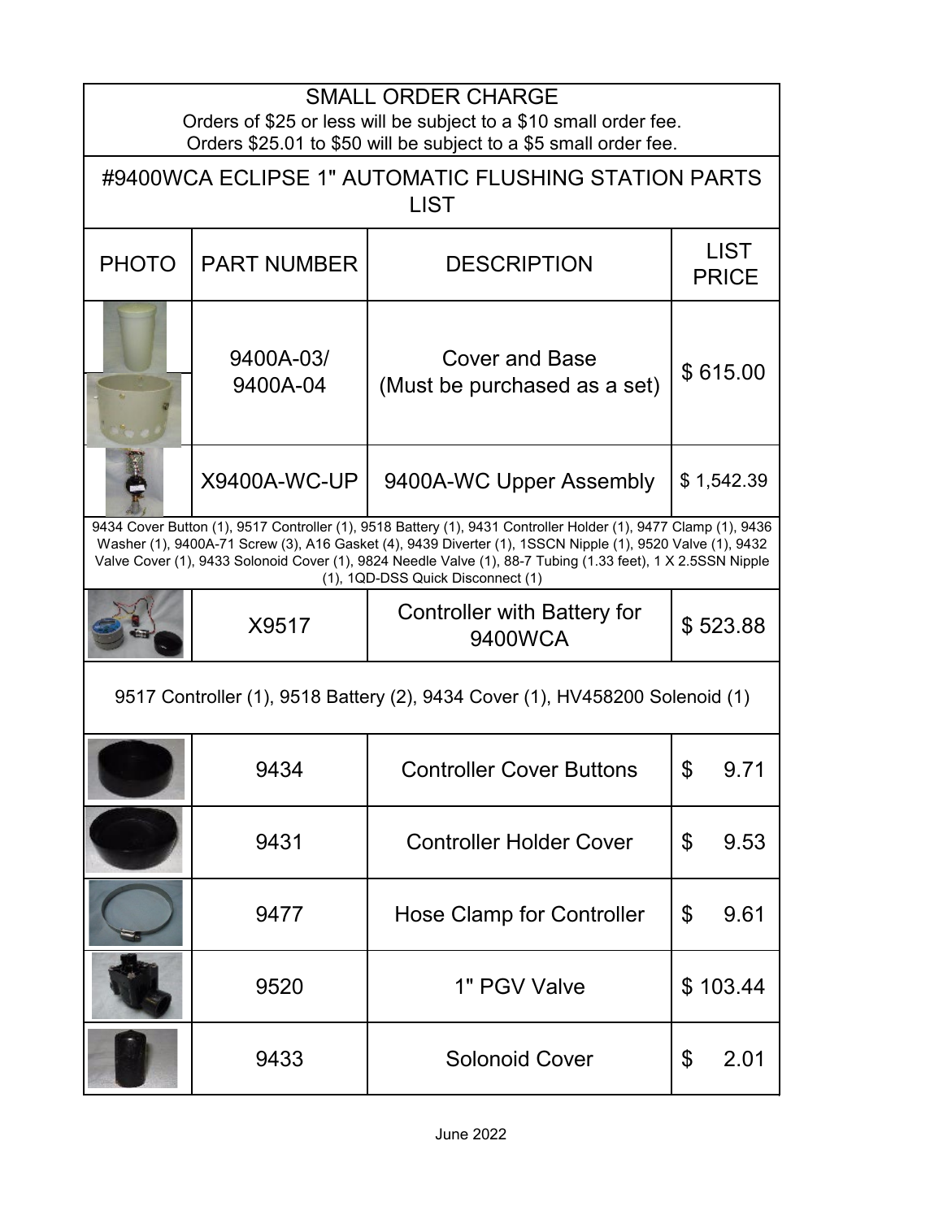## SMALL ORDER CHARGE

Orders of $25 or less will be subject to a $10 small order fee.
Orders $25.01 to $50 will be subject to a $5 small order fee.

## #9400WCA ECLIPSE 1" AUTOMATIC FLUSHING STATION PARTS LIST

| PHOTO | PART NUMBER | DESCRIPTION | LIST PRICE |
|---|---|---|---|
| | 9400A-03/ 9400A-04 | Cover and Base (Must be purchased as a set) | $ 615.00 |
| | X9400A-WC-UP | 9400A-WC Upper Assembly | $ 1,542.39 |
| 9434 Cover Button (1), 9517 Controller (1), 9518 Battery (1), 9431 Controller Holder (1), 9477 Clamp (1), 9436 Washer (1), 9400A-71 Screw (3), A16 Gasket (4), 9439 Diverter (1), 1SSCN Nipple (1), 9520 Valve (1), 9432 Valve Cover (1), 9433 Solonoid Cover (1), 9824 Needle Valve (1), 88-7 Tubing (1.33 feet), 1 X 2.5SSN Nipple (1), 1QD-DSS Quick Disconnect (1) | | | |
| | X9517 | Controller with Battery for 9400WCA | $ 523.88 |
| 9517 Controller (1), 9518 Battery (2), 9434 Cover (1), HV458200 Solenoid (1) | | | |
| | 9434 | Controller Cover Buttons | $ 9.71 |
| | 9431 | Controller Holder Cover | $ 9.53 |
| | 9477 | Hose Clamp for Controller | $ 9.61 |
| | 9520 | 1" PGV Valve | $ 103.44 |
| | 9433 | Solonoid Cover | $ 2.01 |

June 2022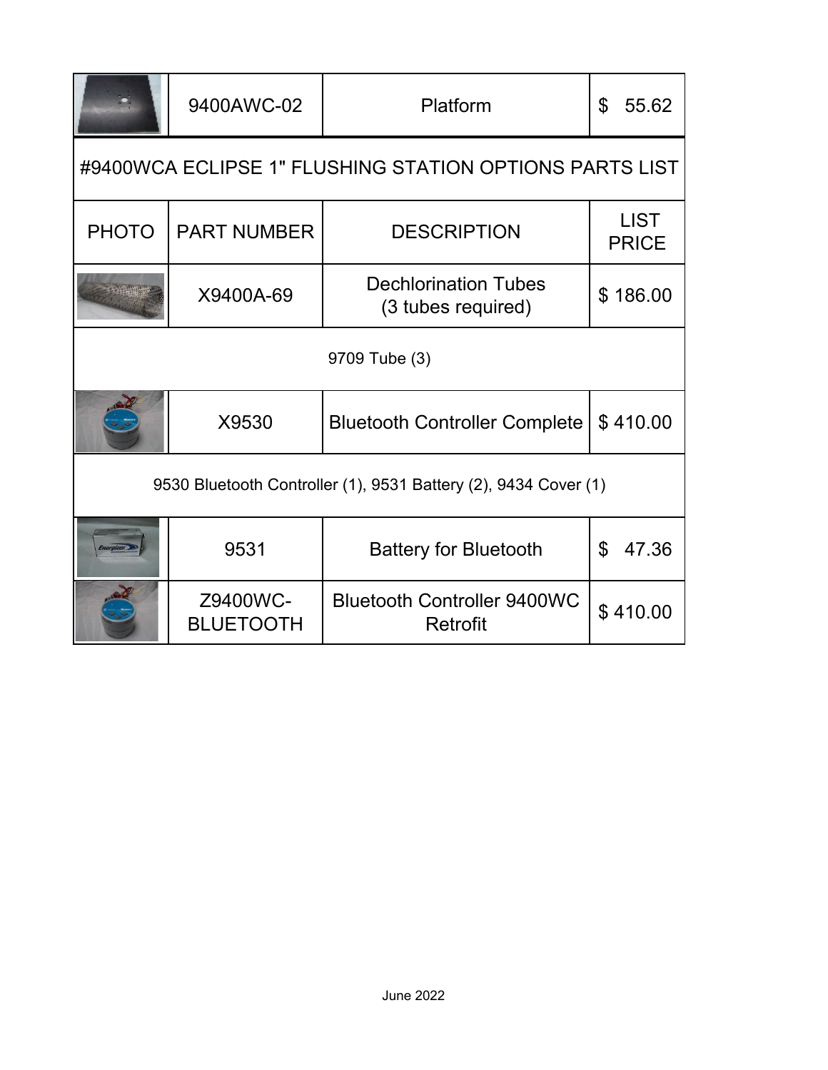| PHOTO | PART NUMBER | DESCRIPTION | LIST PRICE |
|---|---|---|---|
| | 9400AWC-02 | Platform | $ 55.62 |

#9400WCA ECLIPSE 1" FLUSHING STATION OPTIONS PARTS LIST

| PHOTO | PART NUMBER | DESCRIPTION | LIST PRICE |
|---|---|---|---|
| | X9400A-69 | Dechlorination Tubes (3 tubes required) | $ 186.00 |
| 9709 Tube (3) | | | |
| | X9530 | Bluetooth Controller Complete | $ 410.00 |
| 9530 Bluetooth Controller (1), 9531 Battery (2), 9434 Cover (1) | | | |
| | 9531 | Battery for Bluetooth | $ 47.36 |
| | Z9400WC-BLUETOOTH | Bluetooth Controller 9400WC Retrofit | $ 410.00 |

June 2022